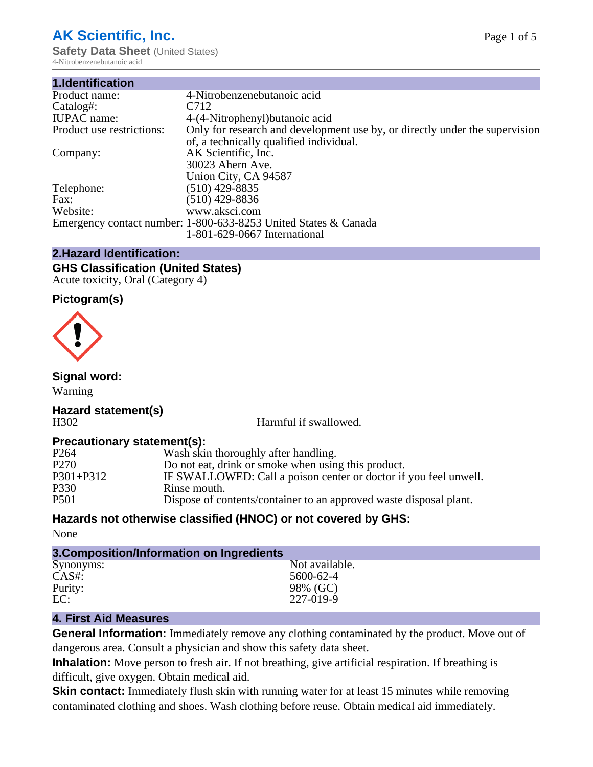# AK Scientific, Inc.

**Safety Data Sheet** (United States)

4-Nitrobenzenebutanoic acid

## 1.Identification

| | |
|---|---|
| Product name: | 4-Nitrobenzenebutanoic acid |
| Catalog#: | C712 |
| IUPAC name: | 4-(4-Nitrophenyl)butanoic acid |
| Product use restrictions: | Only for research and development use by, or directly under the supervision of, a technically qualified individual. |
| Company: | AK Scientific, Inc.<br>30023 Ahern Ave.<br>Union City, CA 94587 |
| Telephone: | (510) 429-8835 |
| Fax: | (510) 429-8836 |
| Website: | www.aksci.com |
| Emergency contact number: | 1-800-633-8253 United States & Canada<br>1-801-629-0667 International |

## 2.Hazard Identification:

### GHS Classification (United States)

Acute toxicity, Oral (Category 4)

### Pictogram(s)

### Signal word:

Warning

### Hazard statement(s)

| | |
|---|---|
| H302 | Harmful if swallowed. |

### Precautionary statement(s):

| | |
|---|---|
| P264 | Wash skin thoroughly after handling. |
| P270 | Do not eat, drink or smoke when using this product. |
| P301+P312 | IF SWALLOWED: Call a poison center or doctor if you feel unwell. |
| P330 | Rinse mouth. |
| P501 | Dispose of contents/container to an approved waste disposal plant. |

### Hazards not otherwise classified (HNOC) or not covered by GHS:

None

## 3.Composition/Information on Ingredients

| | |
|---|---|
| Synonyms: | Not available. |
| CAS#: | 5600-62-4 |
| Purity: | 98% (GC) |
| EC: | 227-019-9 |

## 4. First Aid Measures

**General Information:** Immediately remove any clothing contaminated by the product. Move out of dangerous area. Consult a physician and show this safety data sheet.

**Inhalation:** Move person to fresh air. If not breathing, give artificial respiration. If breathing is difficult, give oxygen. Obtain medical aid.

**Skin contact:** Immediately flush skin with running water for at least 15 minutes while removing contaminated clothing and shoes. Wash clothing before reuse. Obtain medical aid immediately.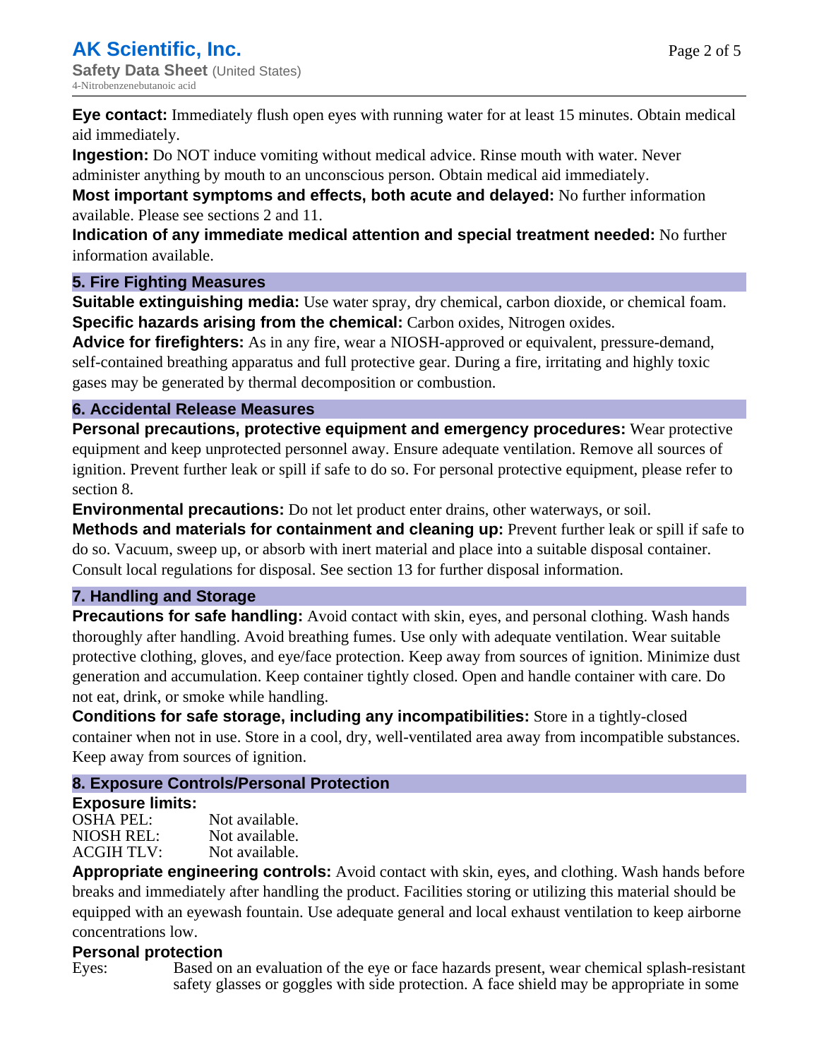**Eye contact:** Immediately flush open eyes with running water for at least 15 minutes. Obtain medical aid immediately.

**Ingestion:** Do NOT induce vomiting without medical advice. Rinse mouth with water. Never administer anything by mouth to an unconscious person. Obtain medical aid immediately.

**Most important symptoms and effects, both acute and delayed:** No further information available. Please see sections 2 and 11.

**Indication of any immediate medical attention and special treatment needed:** No further information available.

## 5. Fire Fighting Measures

**Suitable extinguishing media:** Use water spray, dry chemical, carbon dioxide, or chemical foam.

**Specific hazards arising from the chemical:** Carbon oxides, Nitrogen oxides.

**Advice for firefighters:** As in any fire, wear a NIOSH-approved or equivalent, pressure-demand, self-contained breathing apparatus and full protective gear. During a fire, irritating and highly toxic gases may be generated by thermal decomposition or combustion.

## 6. Accidental Release Measures

**Personal precautions, protective equipment and emergency procedures:** Wear protective equipment and keep unprotected personnel away. Ensure adequate ventilation. Remove all sources of ignition. Prevent further leak or spill if safe to do so. For personal protective equipment, please refer to section 8.

**Environmental precautions:** Do not let product enter drains, other waterways, or soil.

**Methods and materials for containment and cleaning up:** Prevent further leak or spill if safe to do so. Vacuum, sweep up, or absorb with inert material and place into a suitable disposal container. Consult local regulations for disposal. See section 13 for further disposal information.

## 7. Handling and Storage

**Precautions for safe handling:** Avoid contact with skin, eyes, and personal clothing. Wash hands thoroughly after handling. Avoid breathing fumes. Use only with adequate ventilation. Wear suitable protective clothing, gloves, and eye/face protection. Keep away from sources of ignition. Minimize dust generation and accumulation. Keep container tightly closed. Open and handle container with care. Do not eat, drink, or smoke while handling.

**Conditions for safe storage, including any incompatibilities:** Store in a tightly-closed container when not in use. Store in a cool, dry, well-ventilated area away from incompatible substances. Keep away from sources of ignition.

## 8. Exposure Controls/Personal Protection

**Exposure limits:**

| | |
|---|---|
| OSHA PEL: | Not available. |
| NIOSH REL: | Not available. |
| ACGIH TLV: | Not available. |

**Appropriate engineering controls:** Avoid contact with skin, eyes, and clothing. Wash hands before breaks and immediately after handling the product. Facilities storing or utilizing this material should be equipped with an eyewash fountain. Use adequate general and local exhaust ventilation to keep airborne concentrations low.

**Personal protection**

Eyes: Based on an evaluation of the eye or face hazards present, wear chemical splash-resistant safety glasses or goggles with side protection. A face shield may be appropriate in some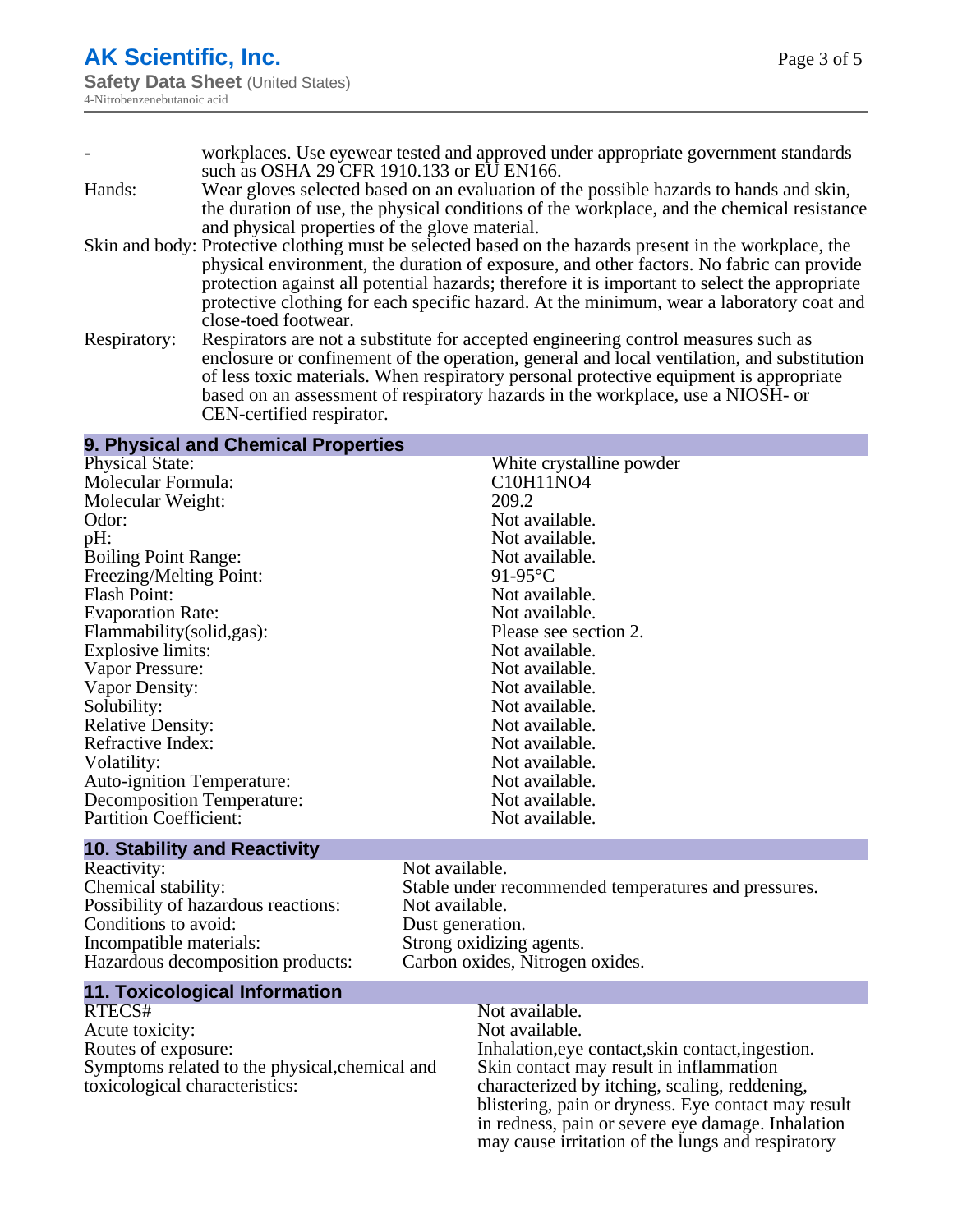| | |
|---|---|
| - | workplaces. Use eyewear tested and approved under appropriate government standards such as OSHA 29 CFR 1910.133 or EU EN166. |
| Hands: | Wear gloves selected based on an evaluation of the possible hazards to hands and skin, the duration of use, the physical conditions of the workplace, and the chemical resistance and physical properties of the glove material. |
| Skin and body: | Protective clothing must be selected based on the hazards present in the workplace, the physical environment, the duration of exposure, and other factors. No fabric can provide protection against all potential hazards; therefore it is important to select the appropriate protective clothing for each specific hazard. At the minimum, wear a laboratory coat and close-toed footwear. |
| Respiratory: | Respirators are not a substitute for accepted engineering control measures such as enclosure or confinement of the operation, general and local ventilation, and substitution of less toxic materials. When respiratory personal protective equipment is appropriate based on an assessment of respiratory hazards in the workplace, use a NIOSH- or CEN-certified respirator. |

## 9. Physical and Chemical Properties

| | |
|---|---|
| Physical State: | White crystalline powder |
| Molecular Formula: | C10H11NO4 |
| Molecular Weight: | 209.2 |
| Odor: | Not available. |
| pH: | Not available. |
| Boiling Point Range: | Not available. |
| Freezing/Melting Point: | 91-95°C |
| Flash Point: | Not available. |
| Evaporation Rate: | Not available. |
| Flammability(solid,gas): | Please see section 2. |
| Explosive limits: | Not available. |
| Vapor Pressure: | Not available. |
| Vapor Density: | Not available. |
| Solubility: | Not available. |
| Relative Density: | Not available. |
| Refractive Index: | Not available. |
| Volatility: | Not available. |
| Auto-ignition Temperature: | Not available. |
| Decomposition Temperature: | Not available. |
| Partition Coefficient: | Not available. |

## 10. Stability and Reactivity

| | |
|---|---|
| Reactivity: | Not available. |
| Chemical stability: | Stable under recommended temperatures and pressures. |
| Possibility of hazardous reactions: | Not available. |
| Conditions to avoid: | Dust generation. |
| Incompatible materials: | Strong oxidizing agents. |
| Hazardous decomposition products: | Carbon oxides, Nitrogen oxides. |

## 11. Toxicological Information

| | |
|---|---|
| RTECS# | Not available. |
| Acute toxicity: | Not available. |
| Routes of exposure: | Inhalation,eye contact,skin contact,ingestion. |
| Symptoms related to the physical,chemical and toxicological characteristics: | Skin contact may result in inflammation characterized by itching, scaling, reddening, blistering, pain or dryness. Eye contact may result in redness, pain or severe eye damage. Inhalation may cause irritation of the lungs and respiratory |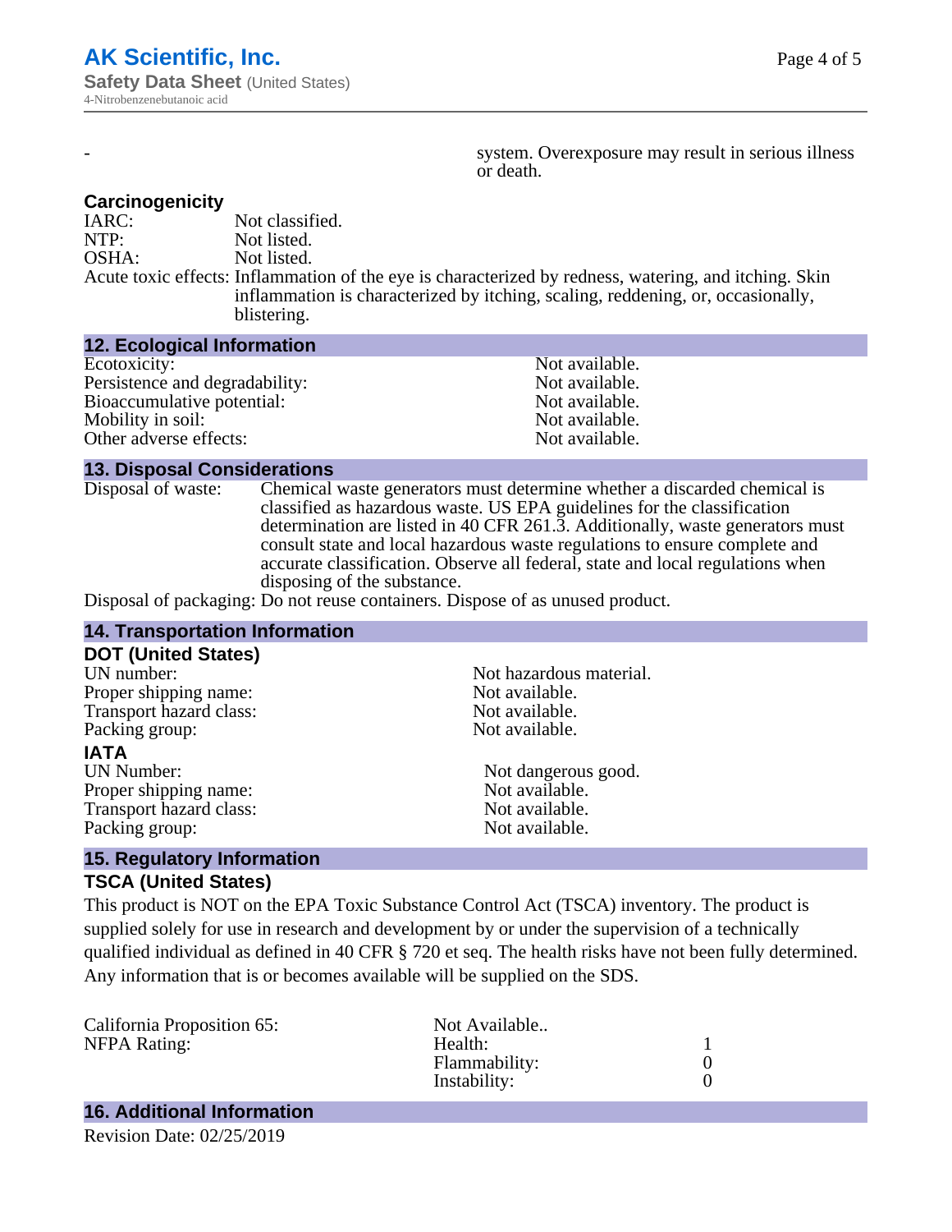| - | system. Overexposure may result in serious illness or death. |
|---|---|

### Carcinogenicity

IARC: Not classified.
NTP: Not listed.
OSHA: Not listed.
Acute toxic effects: Inflammation of the eye is characterized by redness, watering, and itching. Skin inflammation is characterized by itching, scaling, reddening, or, occasionally, blistering.

## 12. Ecological Information

| | |
|---|---|
| Ecotoxicity: | Not available. |
| Persistence and degradability: | Not available. |
| Bioaccumulative potential: | Not available. |
| Mobility in soil: | Not available. |
| Other adverse effects: | Not available. |

## 13. Disposal Considerations

Disposal of waste: Chemical waste generators must determine whether a discarded chemical is classified as hazardous waste. US EPA guidelines for the classification determination are listed in 40 CFR 261.3. Additionally, waste generators must consult state and local hazardous waste regulations to ensure complete and accurate classification. Observe all federal, state and local regulations when disposing of the substance.

Disposal of packaging: Do not reuse containers. Dispose of as unused product.

## 14. Transportation Information

### DOT (United States)

| | |
|---|---|
| UN number: | Not hazardous material. |
| Proper shipping name: | Not available. |
| Transport hazard class: | Not available. |
| Packing group: | Not available. |

### IATA

| | |
|---|---|
| UN Number: | Not dangerous good. |
| Proper shipping name: | Not available. |
| Transport hazard class: | Not available. |
| Packing group: | Not available. |

## 15. Regulatory Information

### TSCA (United States)

This product is NOT on the EPA Toxic Substance Control Act (TSCA) inventory. The product is supplied solely for use in research and development by or under the supervision of a technically qualified individual as defined in 40 CFR § 720 et seq. The health risks have not been fully determined. Any information that is or becomes available will be supplied on the SDS.

| | | |
|---|---|---|
| California Proposition 65: | Not Available.. | |
| NFPA Rating: | Health: | 1 |
| | Flammability: | 0 |
| | Instability: | 0 |

## 16. Additional Information

Revision Date: 02/25/2019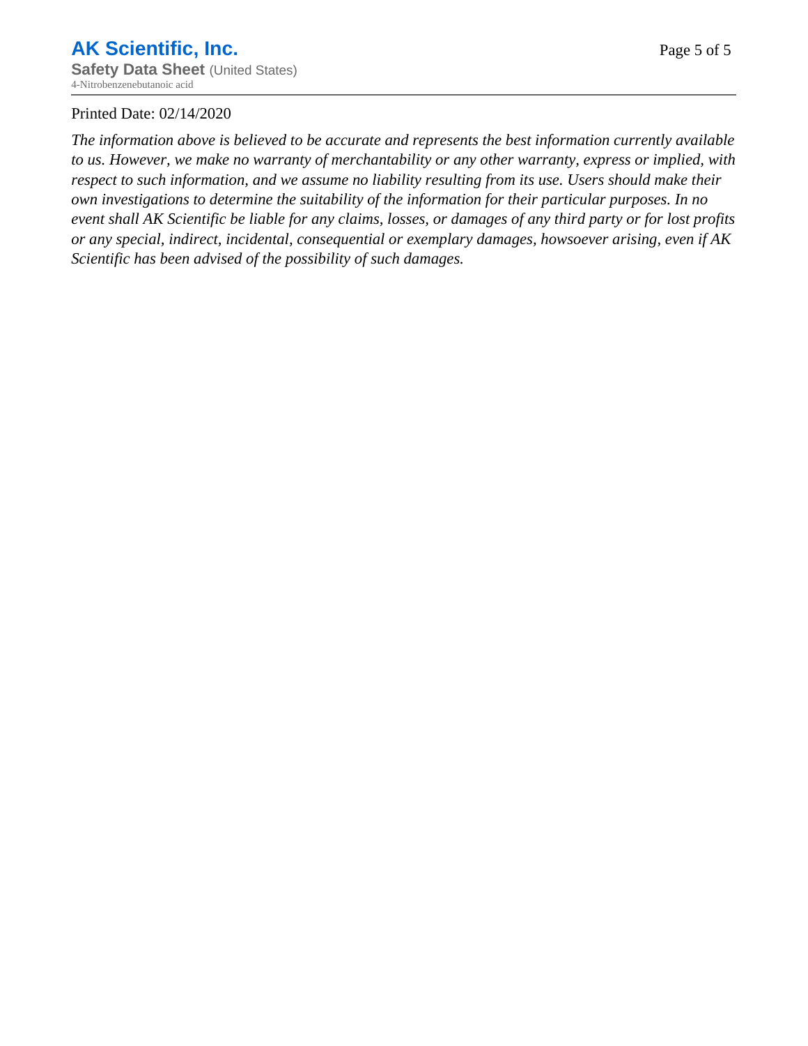Printed Date: 02/14/2020

*The information above is believed to be accurate and represents the best information currently available to us. However, we make no warranty of merchantability or any other warranty, express or implied, with respect to such information, and we assume no liability resulting from its use. Users should make their own investigations to determine the suitability of the information for their particular purposes. In no event shall AK Scientific be liable for any claims, losses, or damages of any third party or for lost profits or any special, indirect, incidental, consequential or exemplary damages, howsoever arising, even if AK Scientific has been advised of the possibility of such damages.*